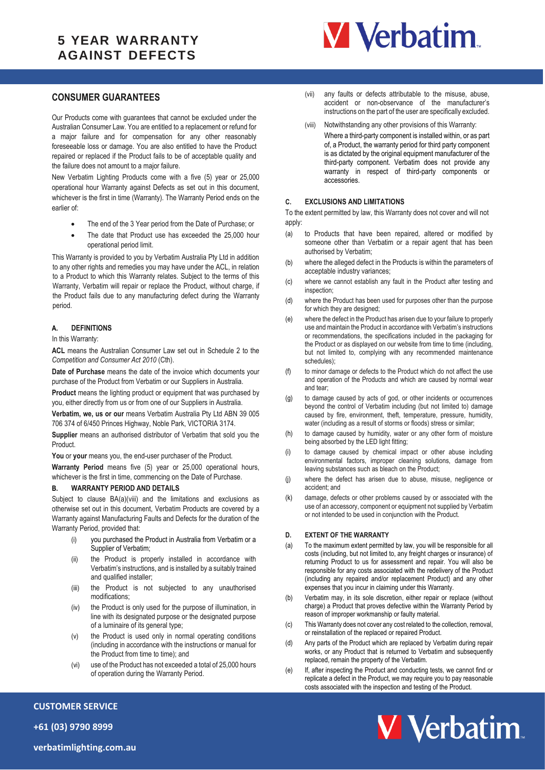# 5 YEAR WARRANTY AGAINST DEFECTS

Verbatim

## CONSUMER GUARANTEES

Our Products come with guarantees that cannot be excluded under the Australian Consumer Law. You are entitled to a replacement or refund for a major failure and for compensation for any other reasonably foreseeable loss or damage. You are also entitled to have the Product repaired or replaced if the Product fails to be of acceptable quality and the failure does not amount to a major failure.

New Verbatim Lighting Products come with a five (5) year or 25,000 operational hour Warranty against Defects as set out in this document, whichever is the first in time (Warranty). The Warranty Period ends on the earlier of:

- The end of the 3 Year period from the Date of Purchase; or
- The date that Product use has exceeded the 25,000 hour operational period limit.

This Warranty is provided to you by Verbatim Australia Pty Ltd in addition to any other rights and remedies you may have under the ACL, in relation to a Product to which this Warranty relates. Subject to the terms of this Warranty, Verbatim will repair or replace the Product, without charge, if the Product fails due to any manufacturing defect during the Warranty period.

### A. DEFINITIONS

In this Warranty:

**ACL** means the Australian Consumer Law set out in Schedule 2 to the *Competition and Consumer Act 2010* (Cth).

**Date of Purchase** means the date of the invoice which documents your purchase of the Product from Verbatim or our Suppliers in Australia.

**Product** means the lighting product or equipment that was purchased by you, either directly from us or from one of our Suppliers in Australia.

**Verbatim, we, us or our** means Verbatim Australia Pty Ltd ABN 39 005 706 374 of 6/450 Princes Highway, Noble Park, VICTORIA 3174.

**Supplier** means an authorised distributor of Verbatim that sold you the Product.

**You** or **your** means you, the end-user purchaser of the Product.

**Warranty Period** means five (5) year or 25,000 operational hours, whichever is the first in time, commencing on the Date of Purchase.

### B. WARRANTY PERIOD AND DETAILS

Subject to clause BA(a)(viii) and the limitations and exclusions as otherwise set out in this document, Verbatim Products are covered by a Warranty against Manufacturing Faults and Defects for the duration of the Warranty Period, provided that:

(i) you purchased the Product in Australia from Verbatim or a Supplier of Verbatim;

(ii) the Product is properly installed in accordance with Verbatim's instructions, and is installed by a suitably trained and qualified installer;

(iii) the Product is not subjected to any unauthorised modifications;

(iv) the Product is only used for the purpose of illumination, in line with its designated purpose or the designated purpose of a luminaire of its general type;

(v) the Product is used only in normal operating conditions (including in accordance with the instructions or manual for the Product from time to time); and

(vi) use of the Product has not exceeded a total of 25,000 hours of operation during the Warranty Period.

(vii) any faults or defects attributable to the misuse, abuse, accident or non-observance of the manufacturer's instructions on the part of the user are specifically excluded.

(viii) Notwithstanding any other provisions of this Warranty:
Where a third-party component is installed within, or as part of, a Product, the warranty period for third party component is as dictated by the original equipment manufacturer of the third-party component. Verbatim does not provide any warranty in respect of third-party components or accessories.

### C. EXCLUSIONS AND LIMITATIONS

To the extent permitted by law, this Warranty does not cover and will not apply:

(a) to Products that have been repaired, altered or modified by someone other than Verbatim or a repair agent that has been authorised by Verbatim;

(b) where the alleged defect in the Products is within the parameters of acceptable industry variances;

(c) where we cannot establish any fault in the Product after testing and inspection;

(d) where the Product has been used for purposes other than the purpose for which they are designed;

(e) where the defect in the Product has arisen due to your failure to properly use and maintain the Product in accordance with Verbatim's instructions or recommendations, the specifications included in the packaging for the Product or as displayed on our website from time to time (including, but not limited to, complying with any recommended maintenance schedules);

(f) to minor damage or defects to the Product which do not affect the use and operation of the Products and which are caused by normal wear and tear;

(g) to damage caused by acts of god, or other incidents or occurrences beyond the control of Verbatim including (but not limited to) damage caused by fire, environment, theft, temperature, pressure, humidity, water (including as a result of storms or floods) stress or similar;

(h) to damage caused by humidity, water or any other form of moisture being absorbed by the LED light fitting;

(i) to damage caused by chemical impact or other abuse including environmental factors, improper cleaning solutions, damage from leaving substances such as bleach on the Product;

(j) where the defect has arisen due to abuse, misuse, negligence or accident; and

(k) damage, defects or other problems caused by or associated with the use of an accessory, component or equipment not supplied by Verbatim or not intended to be used in conjunction with the Product.

### D. EXTENT OF THE WARRANTY

(a) To the maximum extent permitted by law, you will be responsible for all costs (including, but not limited to, any freight charges or insurance) of returning Product to us for assessment and repair. You will also be responsible for any costs associated with the redelivery of the Product (including any repaired and/or replacement Product) and any other expenses that you incur in claiming under this Warranty.

(b) Verbatim may, in its sole discretion, either repair or replace (without charge) a Product that proves defective within the Warranty Period by reason of improper workmanship or faulty material.

(c) This Warranty does not cover any cost related to the collection, removal, or reinstallation of the replaced or repaired Product.

(d) Any parts of the Product which are replaced by Verbatim during repair works, or any Product that is returned to Verbatim and subsequently replaced, remain the property of the Verbatim.

(e) If, after inspecting the Product and conducting tests, we cannot find or replicate a defect in the Product, we may require you to pay reasonable costs associated with the inspection and testing of the Product.

**CUSTOMER SERVICE**

**+61 (03) 9790 8999**

**verbatimlighting.com.au**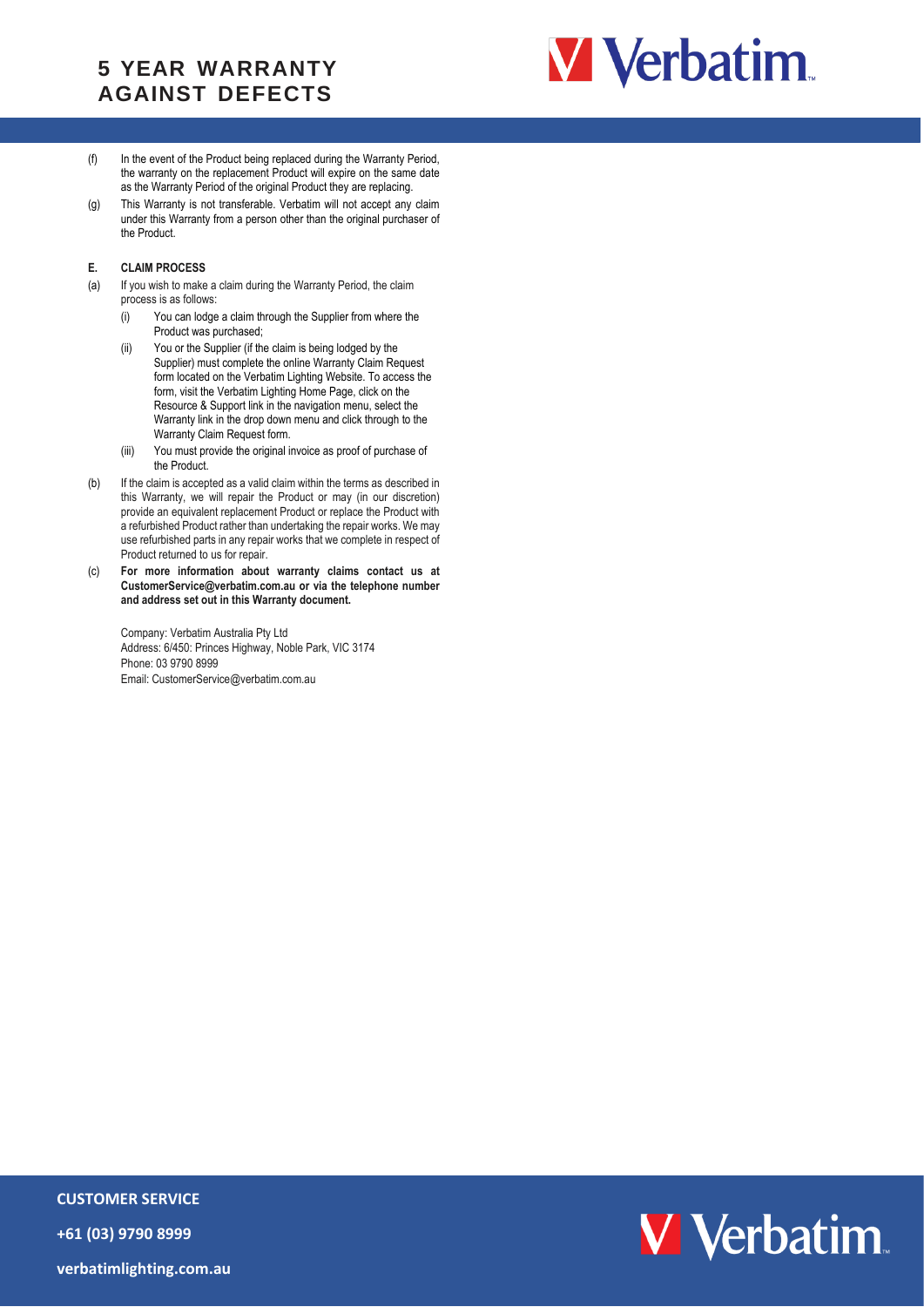(f) In the event of the Product being replaced during the Warranty Period, the warranty on the replacement Product will expire on the same date as the Warranty Period of the original Product they are replacing.

(g) This Warranty is not transferable. Verbatim will not accept any claim under this Warranty from a person other than the original purchaser of the Product.

**E. CLAIM PROCESS**

(a) If you wish to make a claim during the Warranty Period, the claim process is as follows:

  (i) You can lodge a claim through the Supplier from where the Product was purchased;

  (ii) You or the Supplier (if the claim is being lodged by the Supplier) must complete the online Warranty Claim Request form located on the Verbatim Lighting Website. To access the form, visit the Verbatim Lighting Home Page, click on the Resource & Support link in the navigation menu, select the Warranty link in the drop down menu and click through to the Warranty Claim Request form.

  (iii) You must provide the original invoice as proof of purchase of the Product.

(b) If the claim is accepted as a valid claim within the terms as described in this Warranty, we will repair the Product or may (in our discretion) provide an equivalent replacement Product or replace the Product with a refurbished Product rather than undertaking the repair works. We may use refurbished parts in any repair works that we complete in respect of Product returned to us for repair.

(c) **For more information about warranty claims contact us at CustomerService@verbatim.com.au or via the telephone number and address set out in this Warranty document.**

Company: Verbatim Australia Pty Ltd
Address: 6/450: Princes Highway, Noble Park, VIC 3174
Phone: 03 9790 8999
Email: CustomerService@verbatim.com.au

**CUSTOMER SERVICE**

**+61 (03) 9790 8999**

**verbatimlighting.com.au**